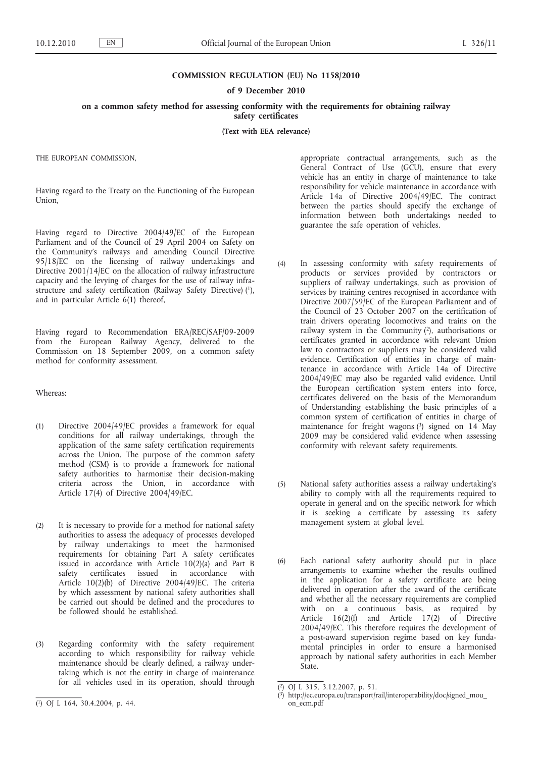**COMMISSION REGULATION (EU) No 1158/2010**

**of 9 December 2010**

**on a common safety method for assessing conformity with the requirements for obtaining railway safety certificates**

**(Text with EEA relevance)**

THE EUROPEAN COMMISSION,

Having regard to the Treaty on the Functioning of the European Union,

Having regard to Directive 2004/49/EC of the European Parliament and of the Council of 29 April 2004 on Safety on the Community's railways and amending Council Directive 95/18/EC on the licensing of railway undertakings and Directive 2001/14/EC on the allocation of railway infrastructure capacity and the levying of charges for the use of railway infrastructure and safety certification (Railway Safety Directive) [1], and in particular Article 6(1) thereof,

Having regard to Recommendation ERA/REC/SAF/09-2009 from the European Railway Agency, delivered to the Commission on 18 September 2009, on a common safety method for conformity assessment.

Whereas:

(1) Directive 2004/49/EC provides a framework for equal conditions for all railway undertakings, through the application of the same safety certification requirements across the Union. The purpose of the common safety method (CSM) is to provide a framework for national safety authorities to harmonise their decision-making criteria across the Union, in accordance with Article 17(4) of Directive 2004/49/EC.

(2) It is necessary to provide for a method for national safety authorities to assess the adequacy of processes developed by railway undertakings to meet the harmonised requirements for obtaining Part A safety certificates issued in accordance with Article 10(2)(a) and Part B safety certificates issued in accordance with Article 10(2)(b) of Directive 2004/49/EC. The criteria by which assessment by national safety authorities shall be carried out should be defined and the procedures to be followed should be established.

(3) Regarding conformity with the safety requirement according to which responsibility for railway vehicle maintenance should be clearly defined, a railway undertaking which is not the entity in charge of maintenance for all vehicles used in its operation, should through appropriate contractual arrangements, such as the General Contract of Use (GCU), ensure that every vehicle has an entity in charge of maintenance to take responsibility for vehicle maintenance in accordance with Article 14a of Directive 2004/49/EC. The contract between the parties should specify the exchange of information between both undertakings needed to guarantee the safe operation of vehicles.

(4) In assessing conformity with safety requirements of products or services provided by contractors or suppliers of railway undertakings, such as provision of services by training centres recognised in accordance with Directive 2007/59/EC of the European Parliament and of the Council of 23 October 2007 on the certification of train drivers operating locomotives and trains on the railway system in the Community [2], authorisations or certificates granted in accordance with relevant Union law to contractors or suppliers may be considered valid evidence. Certification of entities in charge of maintenance in accordance with Article 14a of Directive 2004/49/EC may also be regarded valid evidence. Until the European certification system enters into force, certificates delivered on the basis of the Memorandum of Understanding establishing the basic principles of a common system of certification of entities in charge of maintenance for freight wagons [3] signed on 14 May 2009 may be considered valid evidence when assessing conformity with relevant safety requirements.

(5) National safety authorities assess a railway undertaking's ability to comply with all the requirements required to operate in general and on the specific network for which it is seeking a certificate by assessing its safety management system at global level.

(6) Each national safety authority should put in place arrangements to examine whether the results outlined in the application for a safety certificate are being delivered in operation after the award of the certificate and whether all the necessary requirements are complied with on a continuous basis, as required by Article 16(2)(f) and Article 17(2) of Directive 2004/49/EC. This therefore requires the development of a post-award supervision regime based on key fundamental principles in order to ensure a harmonised approach by national safety authorities in each Member State.

[1] OJ L 164, 30.4.2004, p. 44.

[2] OJ L 315, 3.12.2007, p. 51.

[3] http://ec.europa.eu/transport/rail/interoperability/doc/signed_mou_on_ecm.pdf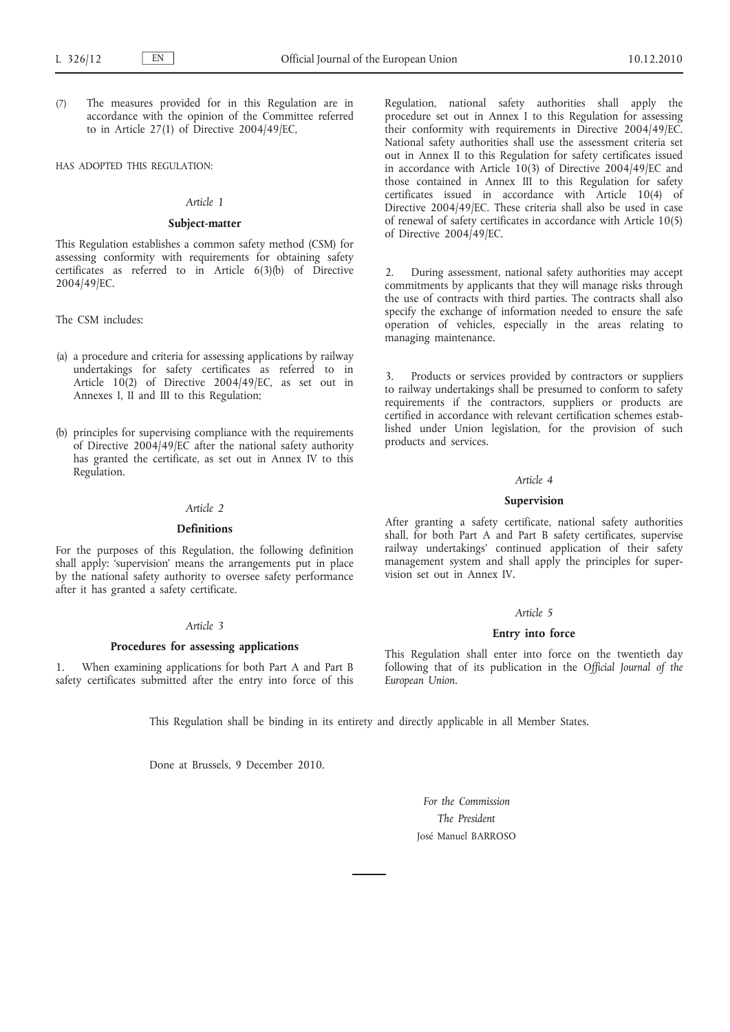(7) The measures provided for in this Regulation are in accordance with the opinion of the Committee referred to in Article 27(1) of Directive 2004/49/EC,

HAS ADOPTED THIS REGULATION:

*Article 1*

**Subject-matter**

This Regulation establishes a common safety method (CSM) for assessing conformity with requirements for obtaining safety certificates as referred to in Article 6(3)(b) of Directive 2004/49/EC.

The CSM includes:

(a) a procedure and criteria for assessing applications by railway undertakings for safety certificates as referred to in Article 10(2) of Directive 2004/49/EC, as set out in Annexes I, II and III to this Regulation;

(b) principles for supervising compliance with the requirements of Directive 2004/49/EC after the national safety authority has granted the certificate, as set out in Annex IV to this Regulation.

*Article 2*

**Definitions**

For the purposes of this Regulation, the following definition shall apply: 'supervision' means the arrangements put in place by the national safety authority to oversee safety performance after it has granted a safety certificate.

*Article 3*

**Procedures for assessing applications**

1. When examining applications for both Part A and Part B safety certificates submitted after the entry into force of this Regulation, national safety authorities shall apply the procedure set out in Annex I to this Regulation for assessing their conformity with requirements in Directive 2004/49/EC. National safety authorities shall use the assessment criteria set out in Annex II to this Regulation for safety certificates issued in accordance with Article 10(3) of Directive 2004/49/EC and those contained in Annex III to this Regulation for safety certificates issued in accordance with Article 10(4) of Directive 2004/49/EC. These criteria shall also be used in case of renewal of safety certificates in accordance with Article 10(5) of Directive 2004/49/EC.

2. During assessment, national safety authorities may accept commitments by applicants that they will manage risks through the use of contracts with third parties. The contracts shall also specify the exchange of information needed to ensure the safe operation of vehicles, especially in the areas relating to managing maintenance.

3. Products or services provided by contractors or suppliers to railway undertakings shall be presumed to conform to safety requirements if the contractors, suppliers or products are certified in accordance with relevant certification schemes established under Union legislation, for the provision of such products and services.

*Article 4*

**Supervision**

After granting a safety certificate, national safety authorities shall, for both Part A and Part B safety certificates, supervise railway undertakings' continued application of their safety management system and shall apply the principles for supervision set out in Annex IV.

*Article 5*

**Entry into force**

This Regulation shall enter into force on the twentieth day following that of its publication in the *Official Journal of the European Union*.

This Regulation shall be binding in its entirety and directly applicable in all Member States.

Done at Brussels, 9 December 2010.

*For the Commission*

*The President*

José Manuel BARROSO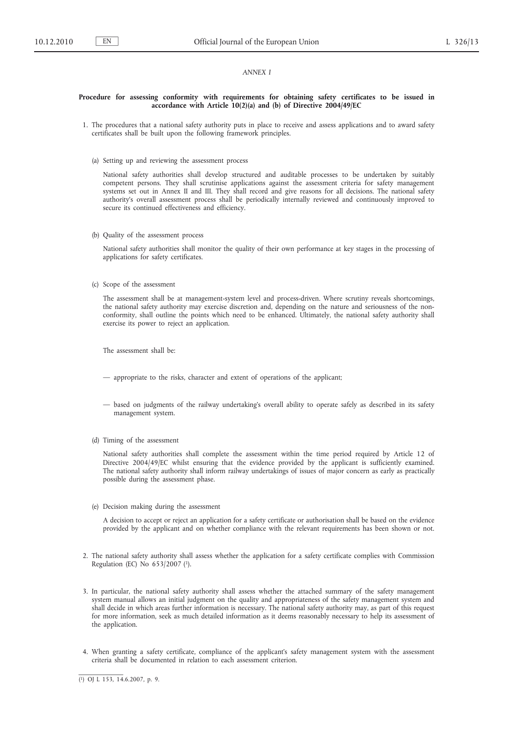*ANNEX I*

**Procedure for assessing conformity with requirements for obtaining safety certificates to be issued in accordance with Article 10(2)(a) and (b) of Directive 2004/49/EC**

1. The procedures that a national safety authority puts in place to receive and assess applications and to award safety certificates shall be built upon the following framework principles.

   (a) Setting up and reviewing the assessment process

   National safety authorities shall develop structured and auditable processes to be undertaken by suitably competent persons. They shall scrutinise applications against the assessment criteria for safety management systems set out in Annex II and III. They shall record and give reasons for all decisions. The national safety authority's overall assessment process shall be periodically internally reviewed and continuously improved to secure its continued effectiveness and efficiency.

   (b) Quality of the assessment process

   National safety authorities shall monitor the quality of their own performance at key stages in the processing of applications for safety certificates.

   (c) Scope of the assessment

   The assessment shall be at management-system level and process-driven. Where scrutiny reveals shortcomings, the national safety authority may exercise discretion and, depending on the nature and seriousness of the non-conformity, shall outline the points which need to be enhanced. Ultimately, the national safety authority shall exercise its power to reject an application.

   The assessment shall be:

   — appropriate to the risks, character and extent of operations of the applicant;

   — based on judgments of the railway undertaking's overall ability to operate safely as described in its safety management system.

   (d) Timing of the assessment

   National safety authorities shall complete the assessment within the time period required by Article 12 of Directive 2004/49/EC whilst ensuring that the evidence provided by the applicant is sufficiently examined. The national safety authority shall inform railway undertakings of issues of major concern as early as practically possible during the assessment phase.

   (e) Decision making during the assessment

   A decision to accept or reject an application for a safety certificate or authorisation shall be based on the evidence provided by the applicant and on whether compliance with the relevant requirements has been shown or not.

2. The national safety authority shall assess whether the application for a safety certificate complies with Commission Regulation (EC) No 653/2007 [1].

3. In particular, the national safety authority shall assess whether the attached summary of the safety management system manual allows an initial judgment on the quality and appropriateness of the safety management system and shall decide in which areas further information is necessary. The national safety authority may, as part of this request for more information, seek as much detailed information as it deems reasonably necessary to help its assessment of the application.

4. When granting a safety certificate, compliance of the applicant's safety management system with the assessment criteria shall be documented in relation to each assessment criterion.

---

[1] OJ L 153, 14.6.2007, p. 9.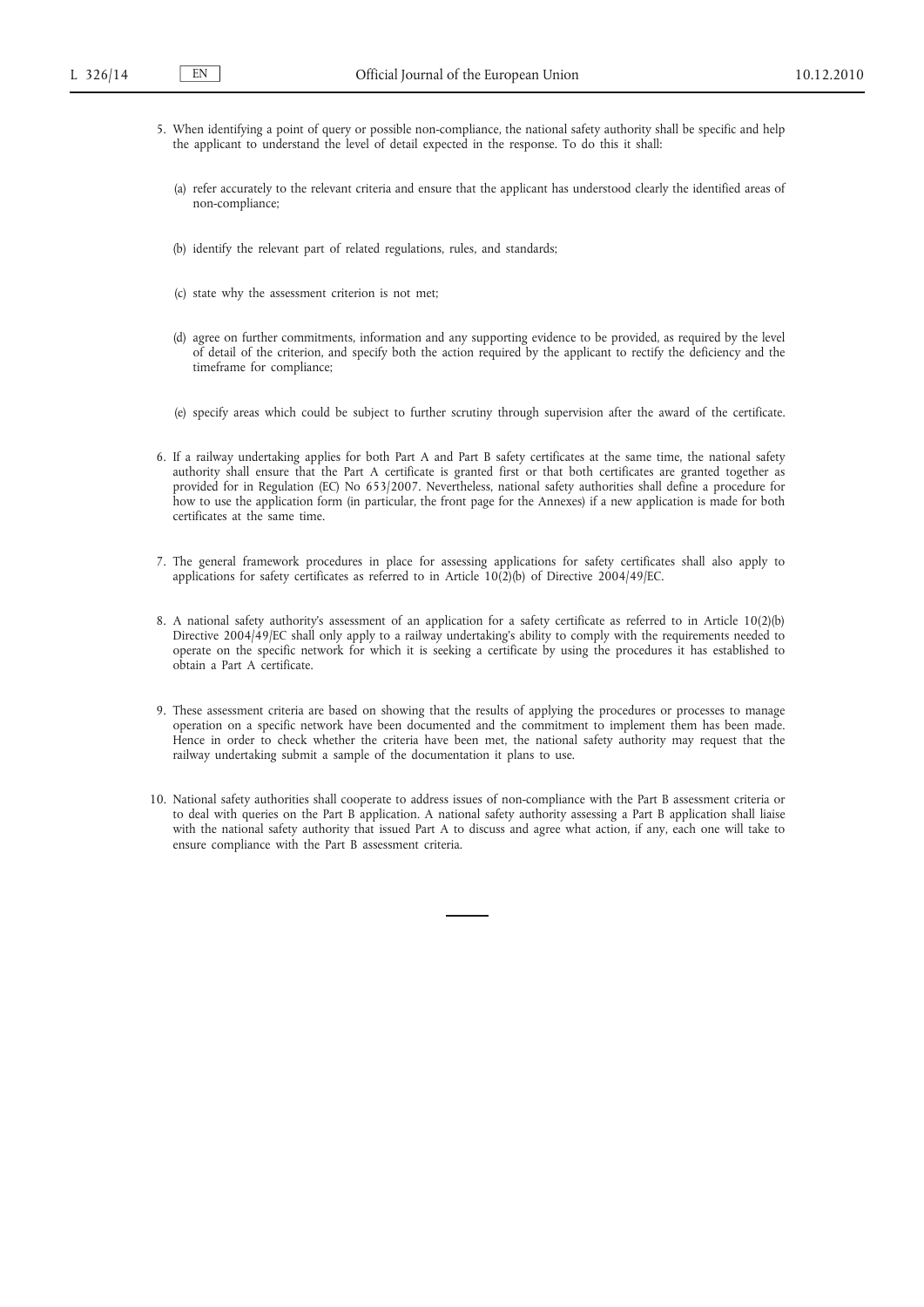5. When identifying a point of query or possible non-compliance, the national safety authority shall be specific and help the applicant to understand the level of detail expected in the response. To do this it shall:

   (a) refer accurately to the relevant criteria and ensure that the applicant has understood clearly the identified areas of non-compliance;

   (b) identify the relevant part of related regulations, rules, and standards;

   (c) state why the assessment criterion is not met;

   (d) agree on further commitments, information and any supporting evidence to be provided, as required by the level of detail of the criterion, and specify both the action required by the applicant to rectify the deficiency and the timeframe for compliance;

   (e) specify areas which could be subject to further scrutiny through supervision after the award of the certificate.

6. If a railway undertaking applies for both Part A and Part B safety certificates at the same time, the national safety authority shall ensure that the Part A certificate is granted first or that both certificates are granted together as provided for in Regulation (EC) No 653/2007. Nevertheless, national safety authorities shall define a procedure for how to use the application form (in particular, the front page for the Annexes) if a new application is made for both certificates at the same time.

7. The general framework procedures in place for assessing applications for safety certificates shall also apply to applications for safety certificates as referred to in Article 10(2)(b) of Directive 2004/49/EC.

8. A national safety authority's assessment of an application for a safety certificate as referred to in Article 10(2)(b) Directive 2004/49/EC shall only apply to a railway undertaking's ability to comply with the requirements needed to operate on the specific network for which it is seeking a certificate by using the procedures it has established to obtain a Part A certificate.

9. These assessment criteria are based on showing that the results of applying the procedures or processes to manage operation on a specific network have been documented and the commitment to implement them has been made. Hence in order to check whether the criteria have been met, the national safety authority may request that the railway undertaking submit a sample of the documentation it plans to use.

10. National safety authorities shall cooperate to address issues of non-compliance with the Part B assessment criteria or to deal with queries on the Part B application. A national safety authority assessing a Part B application shall liaise with the national safety authority that issued Part A to discuss and agree what action, if any, each one will take to ensure compliance with the Part B assessment criteria.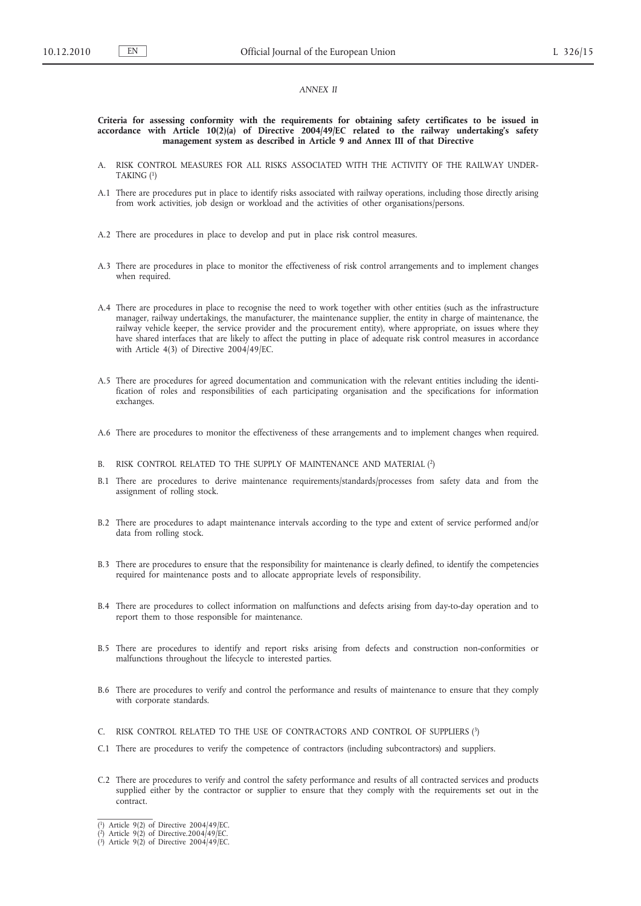*ANNEX II*

**Criteria for assessing conformity with the requirements for obtaining safety certificates to be issued in accordance with Article 10(2)(a) of Directive 2004/49/EC related to the railway undertaking's safety management system as described in Article 9 and Annex III of that Directive**

A. RISK CONTROL MEASURES FOR ALL RISKS ASSOCIATED WITH THE ACTIVITY OF THE RAILWAY UNDERTAKING [1]

A.1 There are procedures put in place to identify risks associated with railway operations, including those directly arising from work activities, job design or workload and the activities of other organisations/persons.

A.2 There are procedures in place to develop and put in place risk control measures.

A.3 There are procedures in place to monitor the effectiveness of risk control arrangements and to implement changes when required.

A.4 There are procedures in place to recognise the need to work together with other entities (such as the infrastructure manager, railway undertakings, the manufacturer, the maintenance supplier, the entity in charge of maintenance, the railway vehicle keeper, the service provider and the procurement entity), where appropriate, on issues where they have shared interfaces that are likely to affect the putting in place of adequate risk control measures in accordance with Article 4(3) of Directive 2004/49/EC.

A.5 There are procedures for agreed documentation and communication with the relevant entities including the identification of roles and responsibilities of each participating organisation and the specifications for information exchanges.

A.6 There are procedures to monitor the effectiveness of these arrangements and to implement changes when required.

B. RISK CONTROL RELATED TO THE SUPPLY OF MAINTENANCE AND MATERIAL [2]

B.1 There are procedures to derive maintenance requirements/standards/processes from safety data and from the assignment of rolling stock.

B.2 There are procedures to adapt maintenance intervals according to the type and extent of service performed and/or data from rolling stock.

B.3 There are procedures to ensure that the responsibility for maintenance is clearly defined, to identify the competencies required for maintenance posts and to allocate appropriate levels of responsibility.

B.4 There are procedures to collect information on malfunctions and defects arising from day-to-day operation and to report them to those responsible for maintenance.

B.5 There are procedures to identify and report risks arising from defects and construction non-conformities or malfunctions throughout the lifecycle to interested parties.

B.6 There are procedures to verify and control the performance and results of maintenance to ensure that they comply with corporate standards.

C. RISK CONTROL RELATED TO THE USE OF CONTRACTORS AND CONTROL OF SUPPLIERS [3]

C.1 There are procedures to verify the competence of contractors (including subcontractors) and suppliers.

C.2 There are procedures to verify and control the safety performance and results of all contracted services and products supplied either by the contractor or supplier to ensure that they comply with the requirements set out in the contract.

---

[1] Article 9(2) of Directive 2004/49/EC.

[2] Article 9(2) of Directive.2004/49/EC.

[3] Article 9(2) of Directive 2004/49/EC.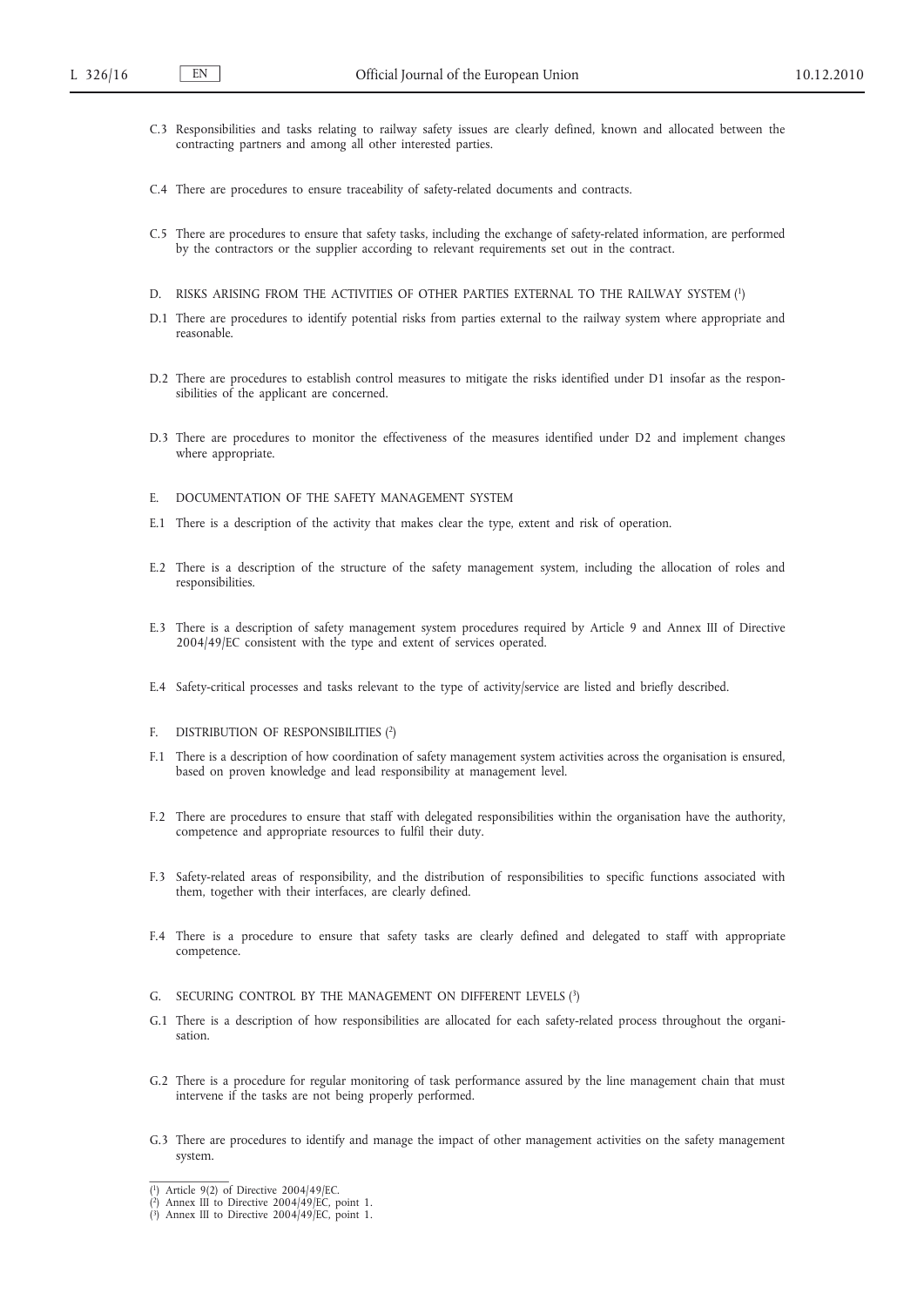C.3 Responsibilities and tasks relating to railway safety issues are clearly defined, known and allocated between the contracting partners and among all other interested parties.

C.4 There are procedures to ensure traceability of safety-related documents and contracts.

C.5 There are procedures to ensure that safety tasks, including the exchange of safety-related information, are performed by the contractors or the supplier according to relevant requirements set out in the contract.

D. RISKS ARISING FROM THE ACTIVITIES OF OTHER PARTIES EXTERNAL TO THE RAILWAY SYSTEM [1]

D.1 There are procedures to identify potential risks from parties external to the railway system where appropriate and reasonable.

D.2 There are procedures to establish control measures to mitigate the risks identified under D1 insofar as the responsibilities of the applicant are concerned.

D.3 There are procedures to monitor the effectiveness of the measures identified under D2 and implement changes where appropriate.

E. DOCUMENTATION OF THE SAFETY MANAGEMENT SYSTEM

E.1 There is a description of the activity that makes clear the type, extent and risk of operation.

E.2 There is a description of the structure of the safety management system, including the allocation of roles and responsibilities.

E.3 There is a description of safety management system procedures required by Article 9 and Annex III of Directive 2004/49/EC consistent with the type and extent of services operated.

E.4 Safety-critical processes and tasks relevant to the type of activity/service are listed and briefly described.

F. DISTRIBUTION OF RESPONSIBILITIES [2]

F.1 There is a description of how coordination of safety management system activities across the organisation is ensured, based on proven knowledge and lead responsibility at management level.

F.2 There are procedures to ensure that staff with delegated responsibilities within the organisation have the authority, competence and appropriate resources to fulfil their duty.

F.3 Safety-related areas of responsibility, and the distribution of responsibilities to specific functions associated with them, together with their interfaces, are clearly defined.

F.4 There is a procedure to ensure that safety tasks are clearly defined and delegated to staff with appropriate competence.

G. SECURING CONTROL BY THE MANAGEMENT ON DIFFERENT LEVELS [3]

G.1 There is a description of how responsibilities are allocated for each safety-related process throughout the organisation.

G.2 There is a procedure for regular monitoring of task performance assured by the line management chain that must intervene if the tasks are not being properly performed.

G.3 There are procedures to identify and manage the impact of other management activities on the safety management system.

---

[1] Article 9(2) of Directive 2004/49/EC.
[2] Annex III to Directive 2004/49/EC, point 1.
[3] Annex III to Directive 2004/49/EC, point 1.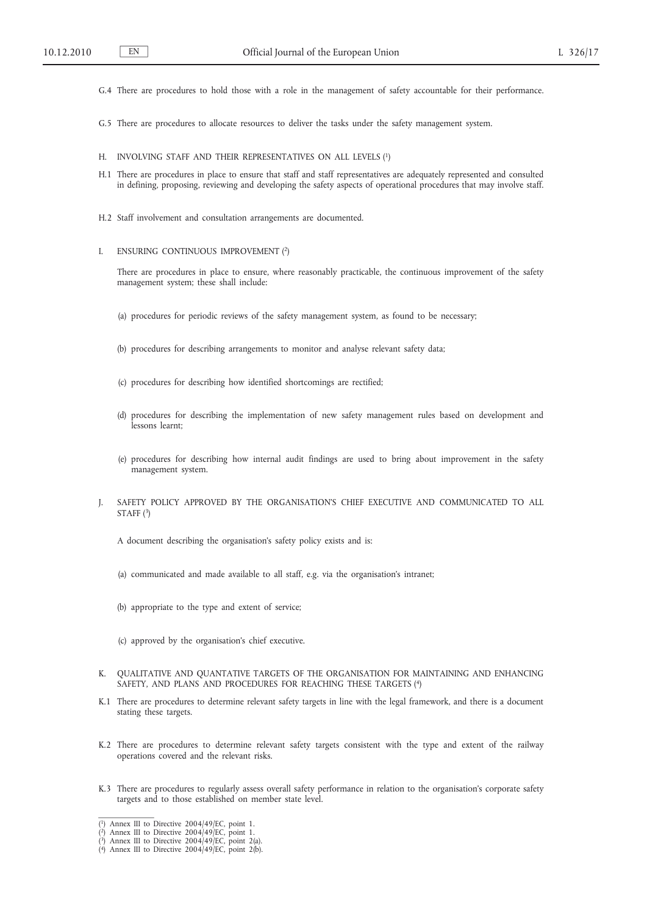G.4 There are procedures to hold those with a role in the management of safety accountable for their performance.

G.5 There are procedures to allocate resources to deliver the tasks under the safety management system.

H. INVOLVING STAFF AND THEIR REPRESENTATIVES ON ALL LEVELS [1]

H.1 There are procedures in place to ensure that staff and staff representatives are adequately represented and consulted in defining, proposing, reviewing and developing the safety aspects of operational procedures that may involve staff.

H.2 Staff involvement and consultation arrangements are documented.

I. ENSURING CONTINUOUS IMPROVEMENT [2]

There are procedures in place to ensure, where reasonably practicable, the continuous improvement of the safety management system; these shall include:

(a) procedures for periodic reviews of the safety management system, as found to be necessary;

(b) procedures for describing arrangements to monitor and analyse relevant safety data;

(c) procedures for describing how identified shortcomings are rectified;

(d) procedures for describing the implementation of new safety management rules based on development and lessons learnt;

(e) procedures for describing how internal audit findings are used to bring about improvement in the safety management system.

J. SAFETY POLICY APPROVED BY THE ORGANISATION'S CHIEF EXECUTIVE AND COMMUNICATED TO ALL STAFF [3]

A document describing the organisation's safety policy exists and is:

(a) communicated and made available to all staff, e.g. via the organisation's intranet;

(b) appropriate to the type and extent of service;

(c) approved by the organisation's chief executive.

K. QUALITATIVE AND QUANTATIVE TARGETS OF THE ORGANISATION FOR MAINTAINING AND ENHANCING SAFETY, AND PLANS AND PROCEDURES FOR REACHING THESE TARGETS [4]

K.1 There are procedures to determine relevant safety targets in line with the legal framework, and there is a document stating these targets.

K.2 There are procedures to determine relevant safety targets consistent with the type and extent of the railway operations covered and the relevant risks.

K.3 There are procedures to regularly assess overall safety performance in relation to the organisation's corporate safety targets and to those established on member state level.

---

[1] Annex III to Directive 2004/49/EC, point 1.
[2] Annex III to Directive 2004/49/EC, point 1.
[3] Annex III to Directive 2004/49/EC, point 2(a).
[4] Annex III to Directive 2004/49/EC, point 2(b).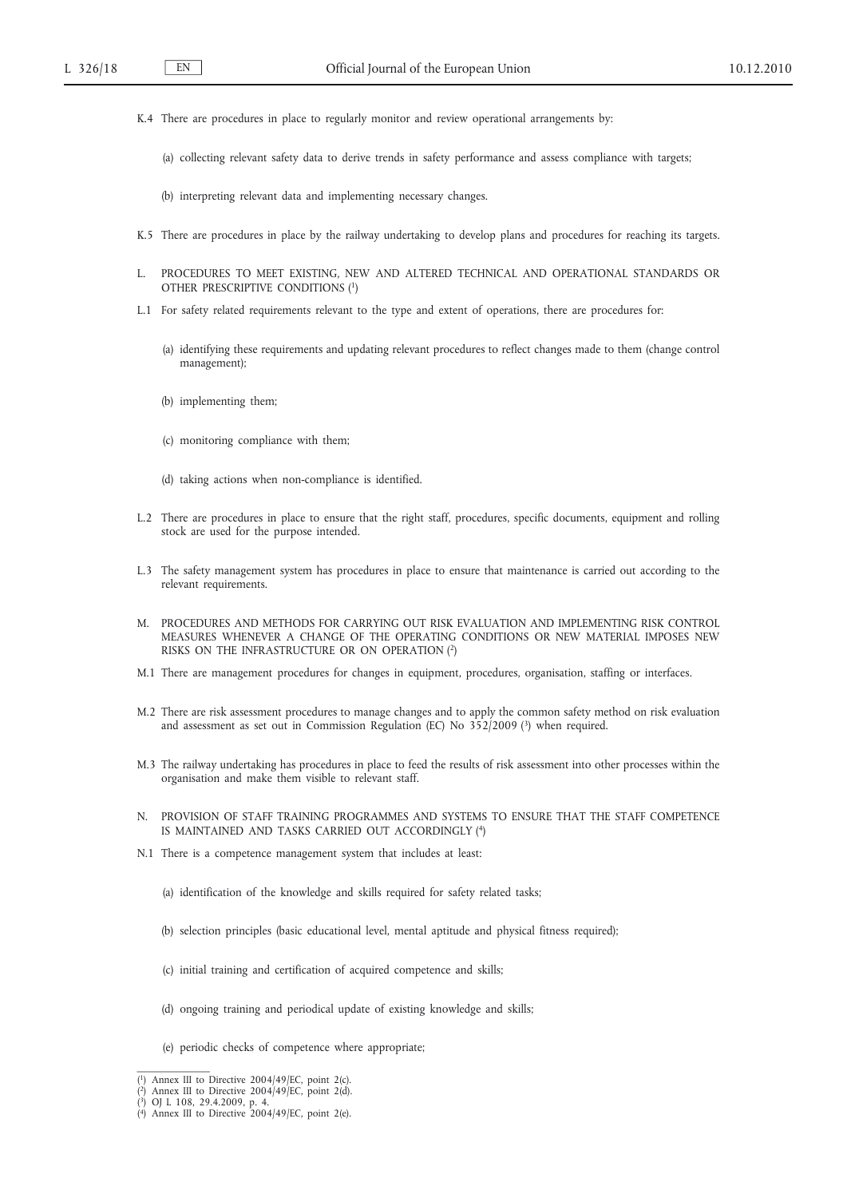K.4 There are procedures in place to regularly monitor and review operational arrangements by:

(a) collecting relevant safety data to derive trends in safety performance and assess compliance with targets;

(b) interpreting relevant data and implementing necessary changes.

K.5 There are procedures in place by the railway undertaking to develop plans and procedures for reaching its targets.

L. PROCEDURES TO MEET EXISTING, NEW AND ALTERED TECHNICAL AND OPERATIONAL STANDARDS OR OTHER PRESCRIPTIVE CONDITIONS [1]

L.1 For safety related requirements relevant to the type and extent of operations, there are procedures for:

(a) identifying these requirements and updating relevant procedures to reflect changes made to them (change control management);

(b) implementing them;

(c) monitoring compliance with them;

(d) taking actions when non-compliance is identified.

L.2 There are procedures in place to ensure that the right staff, procedures, specific documents, equipment and rolling stock are used for the purpose intended.

L.3 The safety management system has procedures in place to ensure that maintenance is carried out according to the relevant requirements.

M. PROCEDURES AND METHODS FOR CARRYING OUT RISK EVALUATION AND IMPLEMENTING RISK CONTROL MEASURES WHENEVER A CHANGE OF THE OPERATING CONDITIONS OR NEW MATERIAL IMPOSES NEW RISKS ON THE INFRASTRUCTURE OR ON OPERATION [2]

M.1 There are management procedures for changes in equipment, procedures, organisation, staffing or interfaces.

M.2 There are risk assessment procedures to manage changes and to apply the common safety method on risk evaluation and assessment as set out in Commission Regulation (EC) No 352/2009 [3] when required.

M.3 The railway undertaking has procedures in place to feed the results of risk assessment into other processes within the organisation and make them visible to relevant staff.

N. PROVISION OF STAFF TRAINING PROGRAMMES AND SYSTEMS TO ENSURE THAT THE STAFF COMPETENCE IS MAINTAINED AND TASKS CARRIED OUT ACCORDINGLY [4]

N.1 There is a competence management system that includes at least:

(a) identification of the knowledge and skills required for safety related tasks;

(b) selection principles (basic educational level, mental aptitude and physical fitness required);

(c) initial training and certification of acquired competence and skills;

(d) ongoing training and periodical update of existing knowledge and skills;

(e) periodic checks of competence where appropriate;

---

[1] Annex III to Directive 2004/49/EC, point 2(c).
[2] Annex III to Directive 2004/49/EC, point 2(d).
[3] OJ L 108, 29.4.2009, p. 4.
[4] Annex III to Directive 2004/49/EC, point 2(e).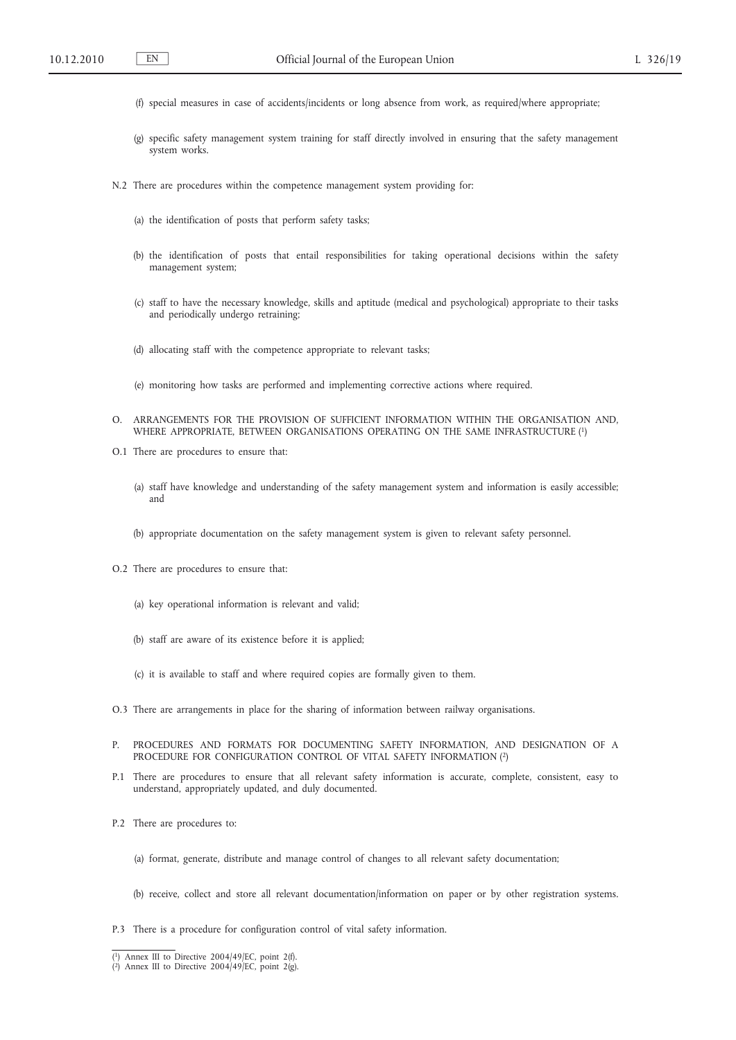(f) special measures in case of accidents/incidents or long absence from work, as required/where appropriate;

(g) specific safety management system training for staff directly involved in ensuring that the safety management system works.

N.2 There are procedures within the competence management system providing for:

(a) the identification of posts that perform safety tasks;

(b) the identification of posts that entail responsibilities for taking operational decisions within the safety management system;

(c) staff to have the necessary knowledge, skills and aptitude (medical and psychological) appropriate to their tasks and periodically undergo retraining;

(d) allocating staff with the competence appropriate to relevant tasks;

(e) monitoring how tasks are performed and implementing corrective actions where required.

O. ARRANGEMENTS FOR THE PROVISION OF SUFFICIENT INFORMATION WITHIN THE ORGANISATION AND, WHERE APPROPRIATE, BETWEEN ORGANISATIONS OPERATING ON THE SAME INFRASTRUCTURE [1]

O.1 There are procedures to ensure that:

(a) staff have knowledge and understanding of the safety management system and information is easily accessible; and

(b) appropriate documentation on the safety management system is given to relevant safety personnel.

O.2 There are procedures to ensure that:

(a) key operational information is relevant and valid;

(b) staff are aware of its existence before it is applied;

(c) it is available to staff and where required copies are formally given to them.

O.3 There are arrangements in place for the sharing of information between railway organisations.

P. PROCEDURES AND FORMATS FOR DOCUMENTING SAFETY INFORMATION, AND DESIGNATION OF A PROCEDURE FOR CONFIGURATION CONTROL OF VITAL SAFETY INFORMATION [2]

P.1 There are procedures to ensure that all relevant safety information is accurate, complete, consistent, easy to understand, appropriately updated, and duly documented.

P.2 There are procedures to:

(a) format, generate, distribute and manage control of changes to all relevant safety documentation;

(b) receive, collect and store all relevant documentation/information on paper or by other registration systems.

P.3 There is a procedure for configuration control of vital safety information.

---

[1] Annex III to Directive 2004/49/EC, point 2(f).

[2] Annex III to Directive 2004/49/EC, point 2(g).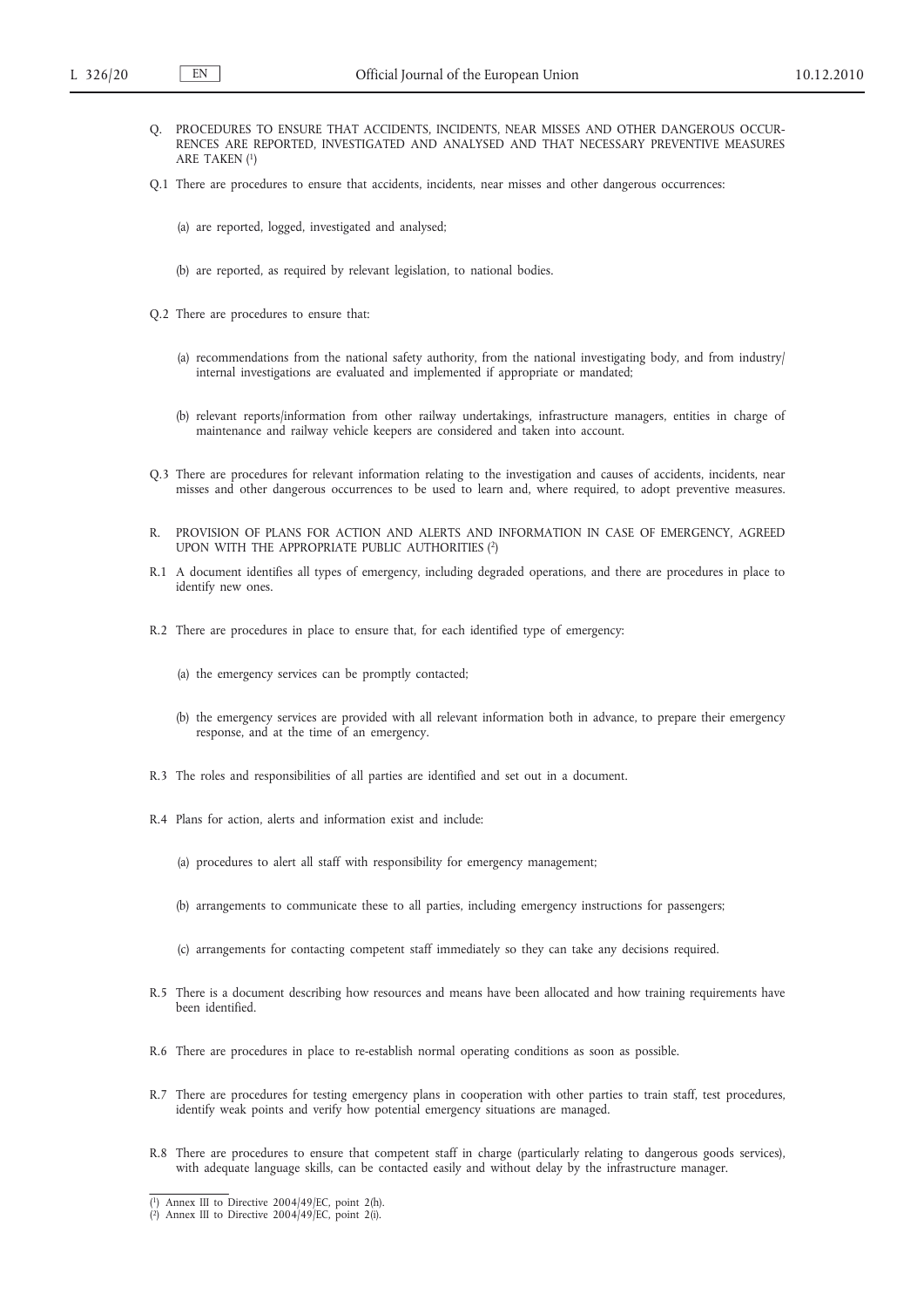Q. PROCEDURES TO ENSURE THAT ACCIDENTS, INCIDENTS, NEAR MISSES AND OTHER DANGEROUS OCCURRENCES ARE REPORTED, INVESTIGATED AND ANALYSED AND THAT NECESSARY PREVENTIVE MEASURES ARE TAKEN [1]

Q.1 There are procedures to ensure that accidents, incidents, near misses and other dangerous occurrences:

(a) are reported, logged, investigated and analysed;

(b) are reported, as required by relevant legislation, to national bodies.

Q.2 There are procedures to ensure that:

(a) recommendations from the national safety authority, from the national investigating body, and from industry/internal investigations are evaluated and implemented if appropriate or mandated;

(b) relevant reports/information from other railway undertakings, infrastructure managers, entities in charge of maintenance and railway vehicle keepers are considered and taken into account.

Q.3 There are procedures for relevant information relating to the investigation and causes of accidents, incidents, near misses and other dangerous occurrences to be used to learn and, where required, to adopt preventive measures.

R. PROVISION OF PLANS FOR ACTION AND ALERTS AND INFORMATION IN CASE OF EMERGENCY, AGREED UPON WITH THE APPROPRIATE PUBLIC AUTHORITIES [2]

R.1 A document identifies all types of emergency, including degraded operations, and there are procedures in place to identify new ones.

R.2 There are procedures in place to ensure that, for each identified type of emergency:

(a) the emergency services can be promptly contacted;

(b) the emergency services are provided with all relevant information both in advance, to prepare their emergency response, and at the time of an emergency.

R.3 The roles and responsibilities of all parties are identified and set out in a document.

R.4 Plans for action, alerts and information exist and include:

(a) procedures to alert all staff with responsibility for emergency management;

(b) arrangements to communicate these to all parties, including emergency instructions for passengers;

(c) arrangements for contacting competent staff immediately so they can take any decisions required.

R.5 There is a document describing how resources and means have been allocated and how training requirements have been identified.

R.6 There are procedures in place to re-establish normal operating conditions as soon as possible.

R.7 There are procedures for testing emergency plans in cooperation with other parties to train staff, test procedures, identify weak points and verify how potential emergency situations are managed.

R.8 There are procedures to ensure that competent staff in charge (particularly relating to dangerous goods services), with adequate language skills, can be contacted easily and without delay by the infrastructure manager.

---

[1] Annex III to Directive 2004/49/EC, point 2(h).

[2] Annex III to Directive 2004/49/EC, point 2(i).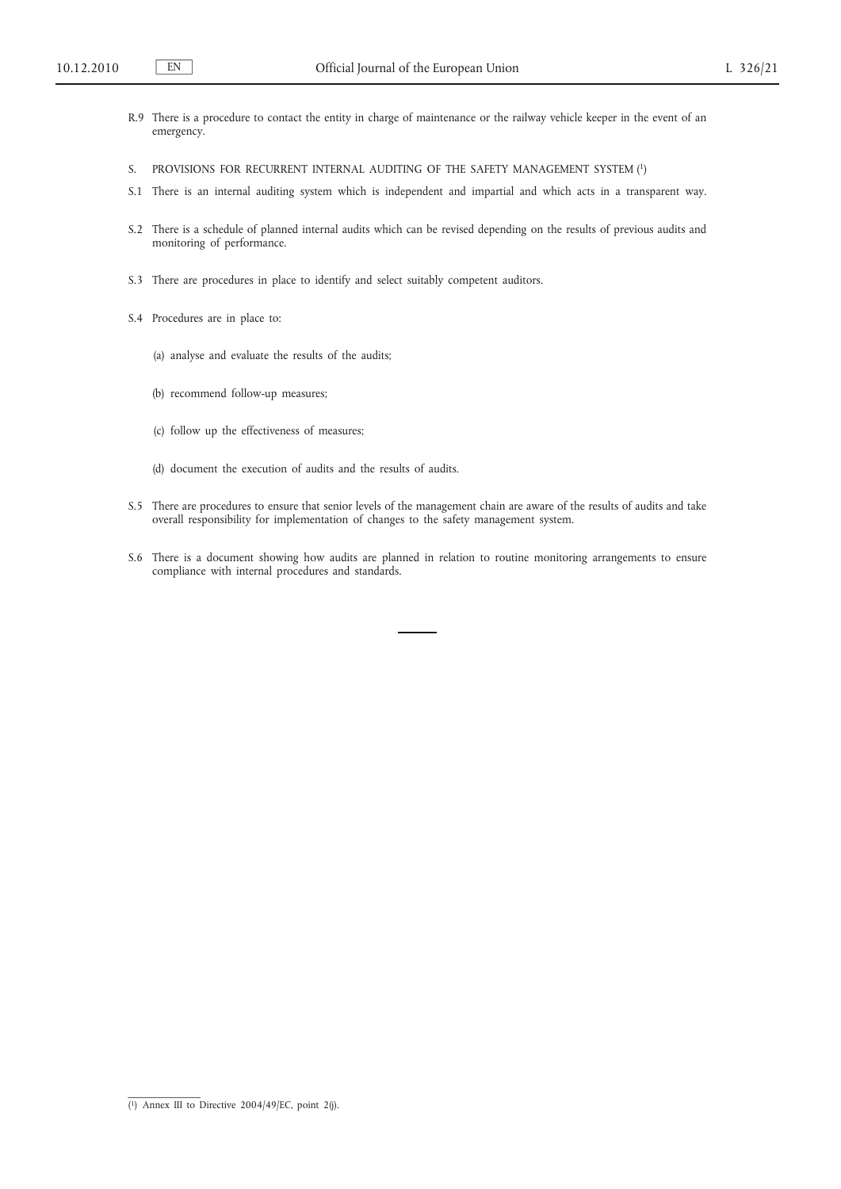R.9 There is a procedure to contact the entity in charge of maintenance or the railway vehicle keeper in the event of an emergency.

S. PROVISIONS FOR RECURRENT INTERNAL AUDITING OF THE SAFETY MANAGEMENT SYSTEM [1]

S.1 There is an internal auditing system which is independent and impartial and which acts in a transparent way.

S.2 There is a schedule of planned internal audits which can be revised depending on the results of previous audits and monitoring of performance.

S.3 There are procedures in place to identify and select suitably competent auditors.

S.4 Procedures are in place to:

(a) analyse and evaluate the results of the audits;

(b) recommend follow-up measures;

(c) follow up the effectiveness of measures;

(d) document the execution of audits and the results of audits.

S.5 There are procedures to ensure that senior levels of the management chain are aware of the results of audits and take overall responsibility for implementation of changes to the safety management system.

S.6 There is a document showing how audits are planned in relation to routine monitoring arrangements to ensure compliance with internal procedures and standards.

---

[1] Annex III to Directive 2004/49/EC, point 2(j).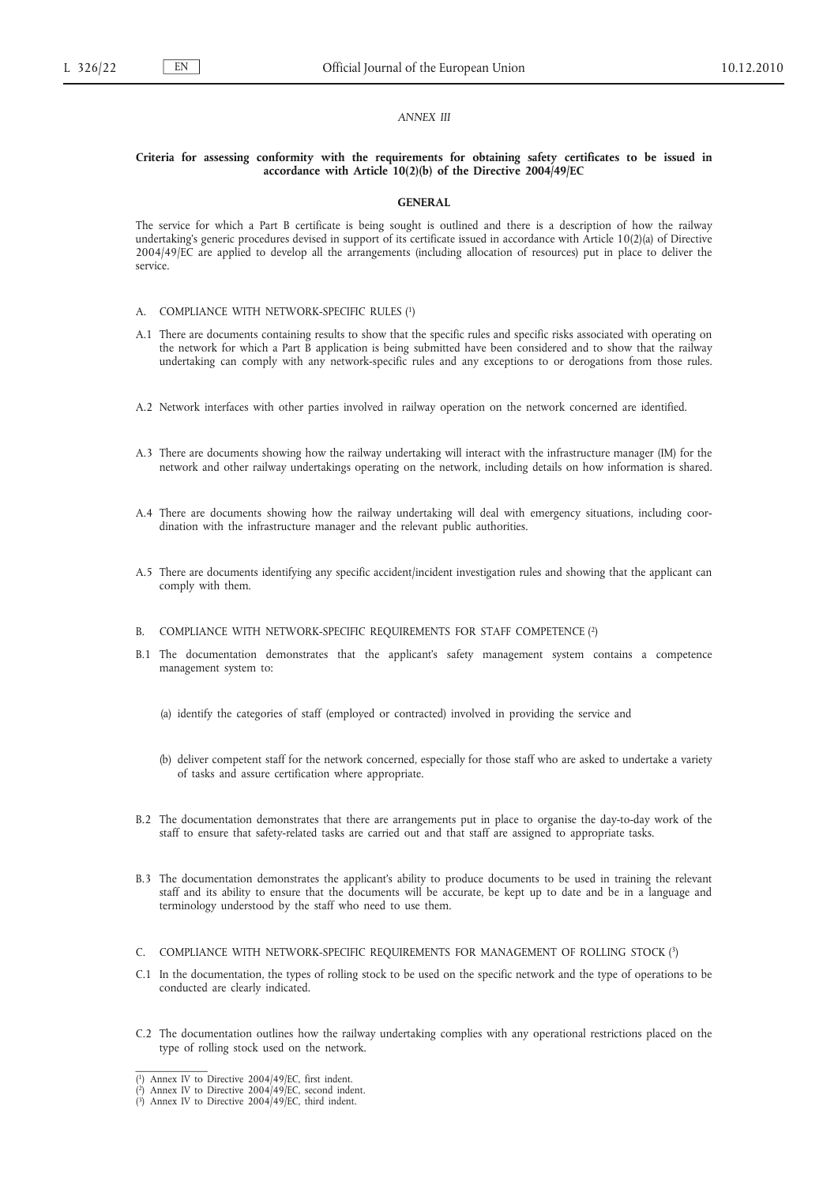*ANNEX III*

## Criteria for assessing conformity with the requirements for obtaining safety certificates to be issued in accordance with Article 10(2)(b) of the Directive 2004/49/EC

### GENERAL

The service for which a Part B certificate is being sought is outlined and there is a description of how the railway undertaking's generic procedures devised in support of its certificate issued in accordance with Article 10(2)(a) of Directive 2004/49/EC are applied to develop all the arrangements (including allocation of resources) put in place to deliver the service.

A. COMPLIANCE WITH NETWORK-SPECIFIC RULES [1]

A.1 There are documents containing results to show that the specific rules and specific risks associated with operating on the network for which a Part B application is being submitted have been considered and to show that the railway undertaking can comply with any network-specific rules and any exceptions to or derogations from those rules.

A.2 Network interfaces with other parties involved in railway operation on the network concerned are identified.

A.3 There are documents showing how the railway undertaking will interact with the infrastructure manager (IM) for the network and other railway undertakings operating on the network, including details on how information is shared.

A.4 There are documents showing how the railway undertaking will deal with emergency situations, including coordination with the infrastructure manager and the relevant public authorities.

A.5 There are documents identifying any specific accident/incident investigation rules and showing that the applicant can comply with them.

B. COMPLIANCE WITH NETWORK-SPECIFIC REQUIREMENTS FOR STAFF COMPETENCE [2]

B.1 The documentation demonstrates that the applicant's safety management system contains a competence management system to:

(a) identify the categories of staff (employed or contracted) involved in providing the service and

(b) deliver competent staff for the network concerned, especially for those staff who are asked to undertake a variety of tasks and assure certification where appropriate.

B.2 The documentation demonstrates that there are arrangements put in place to organise the day-to-day work of the staff to ensure that safety-related tasks are carried out and that staff are assigned to appropriate tasks.

B.3 The documentation demonstrates the applicant's ability to produce documents to be used in training the relevant staff and its ability to ensure that the documents will be accurate, be kept up to date and be in a language and terminology understood by the staff who need to use them.

C. COMPLIANCE WITH NETWORK-SPECIFIC REQUIREMENTS FOR MANAGEMENT OF ROLLING STOCK [3]

C.1 In the documentation, the types of rolling stock to be used on the specific network and the type of operations to be conducted are clearly indicated.

C.2 The documentation outlines how the railway undertaking complies with any operational restrictions placed on the type of rolling stock used on the network.

---

[1] Annex IV to Directive 2004/49/EC, first indent.
[2] Annex IV to Directive 2004/49/EC, second indent.
[3] Annex IV to Directive 2004/49/EC, third indent.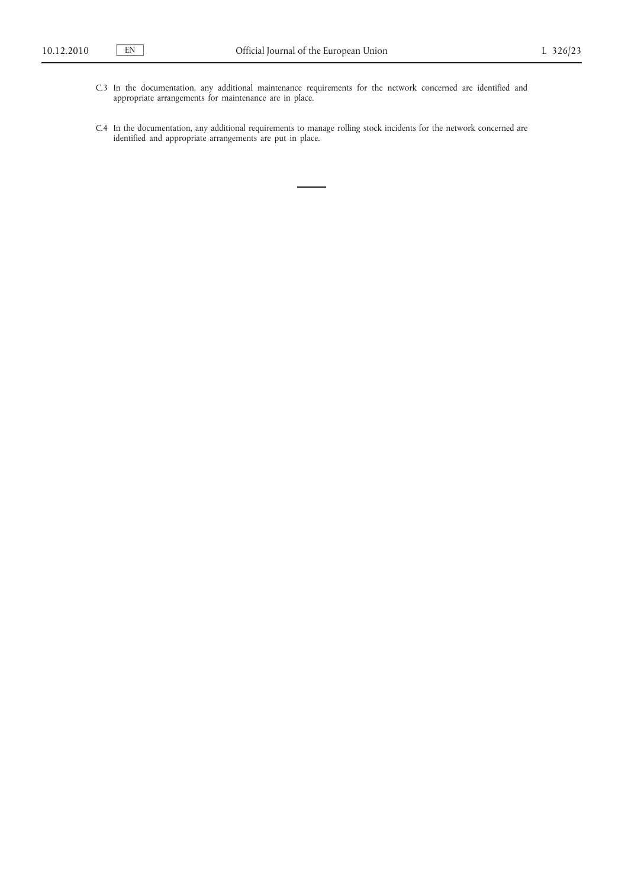C.3 In the documentation, any additional maintenance requirements for the network concerned are identified and appropriate arrangements for maintenance are in place.

C.4 In the documentation, any additional requirements to manage rolling stock incidents for the network concerned are identified and appropriate arrangements are put in place.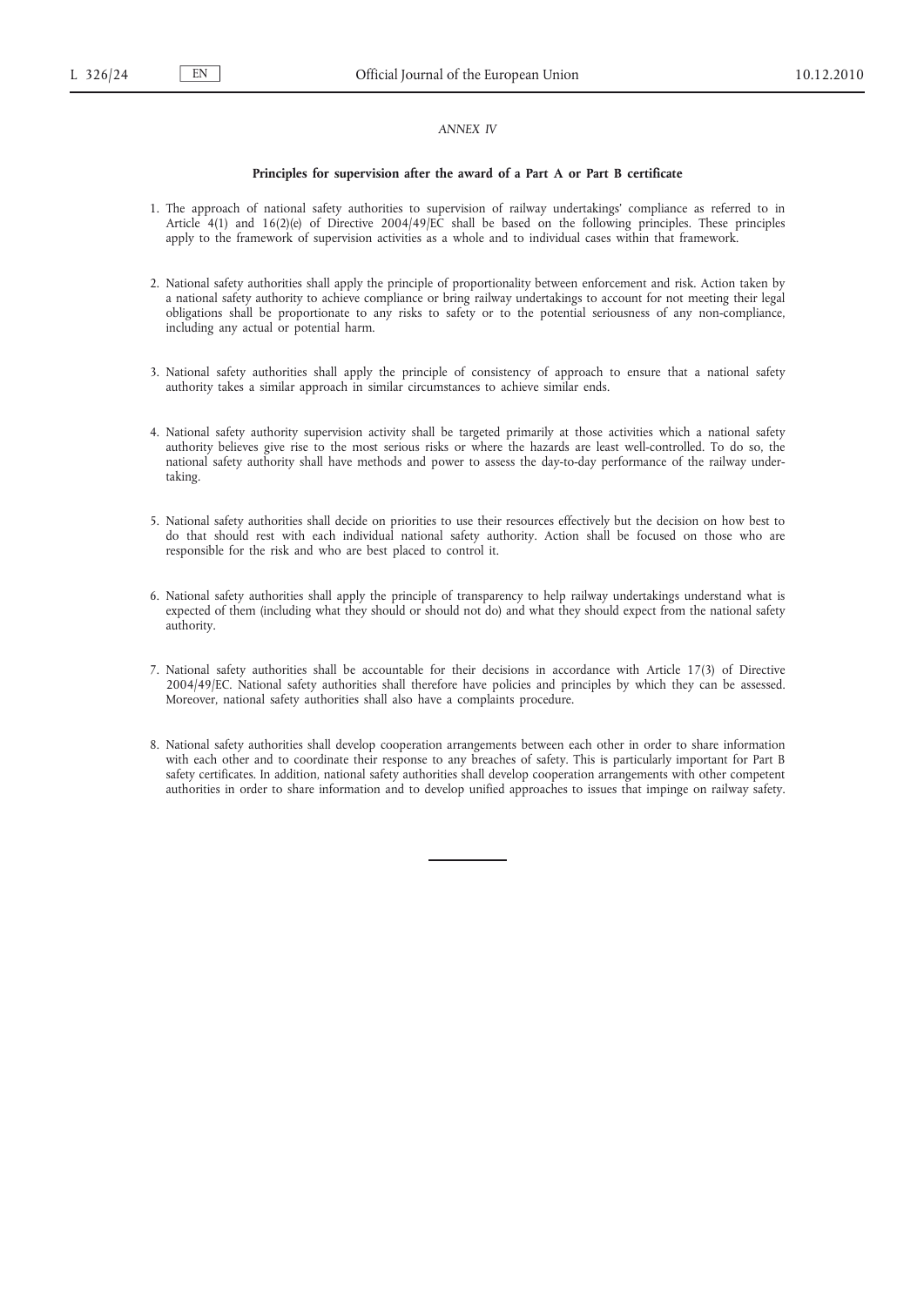*ANNEX IV*

**Principles for supervision after the award of a Part A or Part B certificate**

1. The approach of national safety authorities to supervision of railway undertakings' compliance as referred to in Article 4(1) and 16(2)(e) of Directive 2004/49/EC shall be based on the following principles. These principles apply to the framework of supervision activities as a whole and to individual cases within that framework.

2. National safety authorities shall apply the principle of proportionality between enforcement and risk. Action taken by a national safety authority to achieve compliance or bring railway undertakings to account for not meeting their legal obligations shall be proportionate to any risks to safety or to the potential seriousness of any non-compliance, including any actual or potential harm.

3. National safety authorities shall apply the principle of consistency of approach to ensure that a national safety authority takes a similar approach in similar circumstances to achieve similar ends.

4. National safety authority supervision activity shall be targeted primarily at those activities which a national safety authority believes give rise to the most serious risks or where the hazards are least well-controlled. To do so, the national safety authority shall have methods and power to assess the day-to-day performance of the railway undertaking.

5. National safety authorities shall decide on priorities to use their resources effectively but the decision on how best to do that should rest with each individual national safety authority. Action shall be focused on those who are responsible for the risk and who are best placed to control it.

6. National safety authorities shall apply the principle of transparency to help railway undertakings understand what is expected of them (including what they should or should not do) and what they should expect from the national safety authority.

7. National safety authorities shall be accountable for their decisions in accordance with Article 17(3) of Directive 2004/49/EC. National safety authorities shall therefore have policies and principles by which they can be assessed. Moreover, national safety authorities shall also have a complaints procedure.

8. National safety authorities shall develop cooperation arrangements between each other in order to share information with each other and to coordinate their response to any breaches of safety. This is particularly important for Part B safety certificates. In addition, national safety authorities shall develop cooperation arrangements with other competent authorities in order to share information and to develop unified approaches to issues that impinge on railway safety.